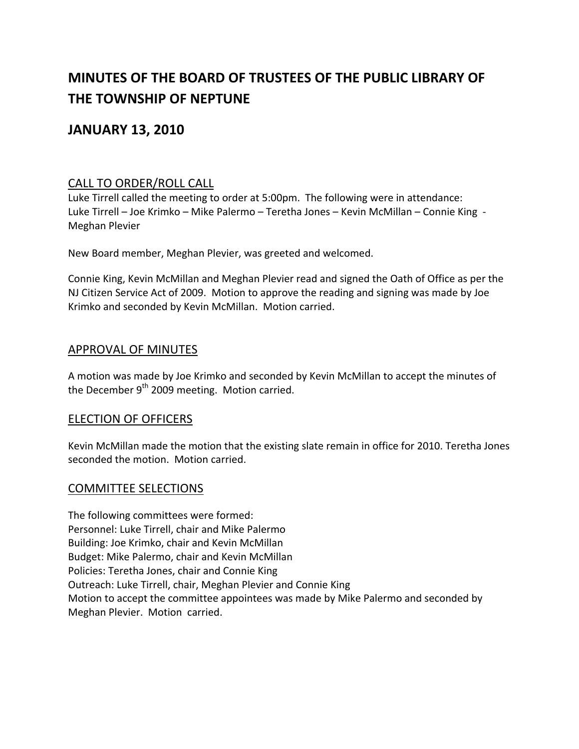# MINUTES OF THE BOARD OF TRUSTEES OF THE PUBLIC LIBRARY OF THE TOWNSHIP OF NEPTUNE

## JANUARY 13, 2010

### CALL TO ORDER/ROLL CALL

Luke Tirrell called the meeting to order at 5:00pm. The following were in attendance: Luke Tirrell – Joe Krimko – Mike Palermo – Teretha Jones – Kevin McMillan – Connie King - Meghan Plevier

New Board member, Meghan Plevier, was greeted and welcomed.

Connie King, Kevin McMillan and Meghan Plevier read and signed the Oath of Office as per the NJ Citizen Service Act of 2009. Motion to approve the reading and signing was made by Joe Krimko and seconded by Kevin McMillan. Motion carried.

### APPROVAL OF MINUTES

A motion was made by Joe Krimko and seconded by Kevin McMillan to accept the minutes of the December 9th 2009 meeting. Motion carried.

### ELECTION OF OFFICERS

Kevin McMillan made the motion that the existing slate remain in office for 2010. Teretha Jones seconded the motion. Motion carried.

### COMMITTEE SELECTIONS

The following committees were formed:
Personnel: Luke Tirrell, chair and Mike Palermo
Building: Joe Krimko, chair and Kevin McMillan
Budget: Mike Palermo, chair and Kevin McMillan
Policies: Teretha Jones, chair and Connie King
Outreach: Luke Tirrell, chair, Meghan Plevier and Connie King
Motion to accept the committee appointees was made by Mike Palermo and seconded by Meghan Plevier. Motion carried.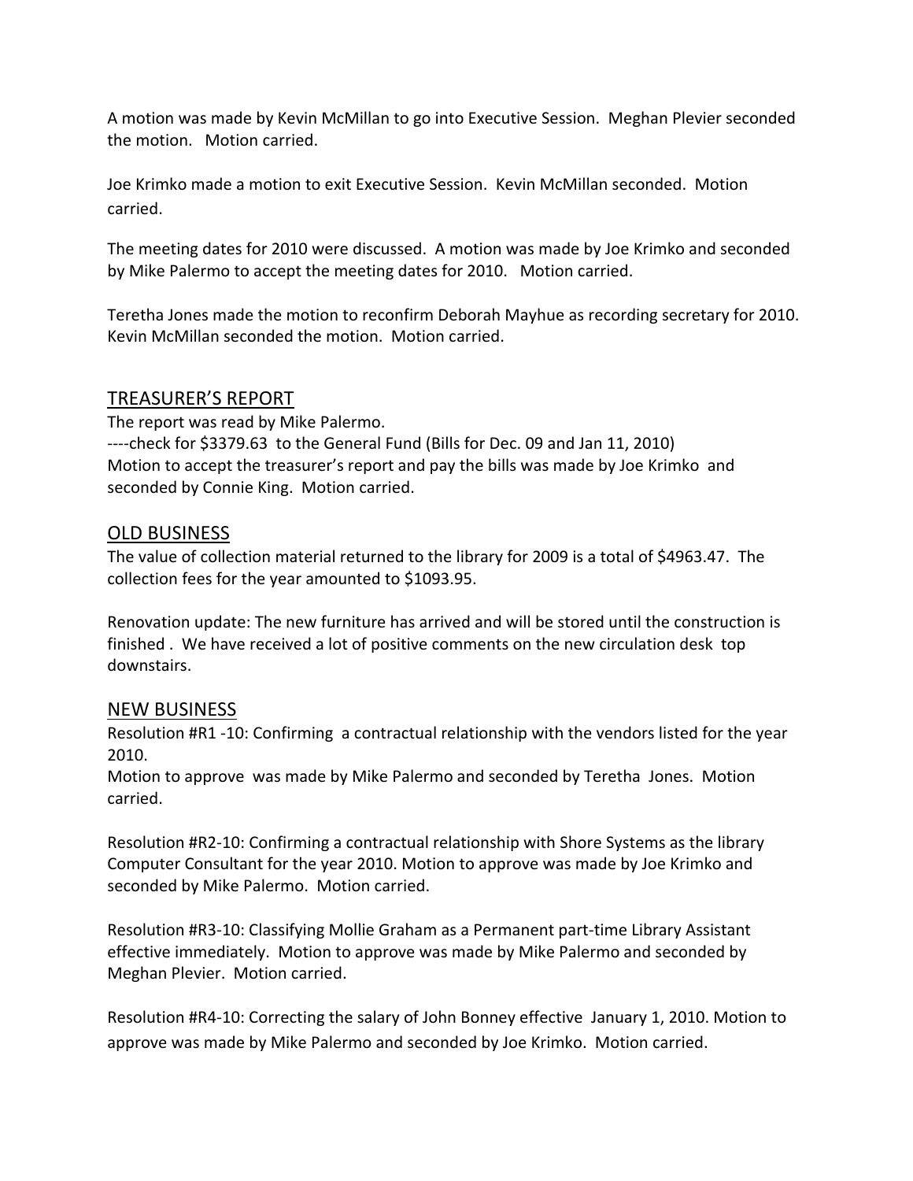A motion was made by Kevin McMillan to go into Executive Session. Meghan Plevier seconded the motion. Motion carried.

Joe Krimko made a motion to exit Executive Session. Kevin McMillan seconded. Motion carried.

The meeting dates for 2010 were discussed. A motion was made by Joe Krimko and seconded by Mike Palermo to accept the meeting dates for 2010. Motion carried.

Teretha Jones made the motion to reconfirm Deborah Mayhue as recording secretary for 2010. Kevin McMillan seconded the motion. Motion carried.

## TREASURER'S REPORT

The report was read by Mike Palermo.

----check for $3379.63 to the General Fund (Bills for Dec. 09 and Jan 11, 2010)

Motion to accept the treasurer's report and pay the bills was made by Joe Krimko and seconded by Connie King. Motion carried.

## OLD BUSINESS

The value of collection material returned to the library for 2009 is a total of $4963.47. The collection fees for the year amounted to $1093.95.

Renovation update: The new furniture has arrived and will be stored until the construction is finished . We have received a lot of positive comments on the new circulation desk top downstairs.

## NEW BUSINESS

Resolution #R1 -10: Confirming a contractual relationship with the vendors listed for the year 2010.

Motion to approve was made by Mike Palermo and seconded by Teretha Jones. Motion carried.

Resolution #R2-10: Confirming a contractual relationship with Shore Systems as the library Computer Consultant for the year 2010. Motion to approve was made by Joe Krimko and seconded by Mike Palermo. Motion carried.

Resolution #R3-10: Classifying Mollie Graham as a Permanent part-time Library Assistant effective immediately. Motion to approve was made by Mike Palermo and seconded by Meghan Plevier. Motion carried.

Resolution #R4-10: Correcting the salary of John Bonney effective January 1, 2010. Motion to approve was made by Mike Palermo and seconded by Joe Krimko. Motion carried.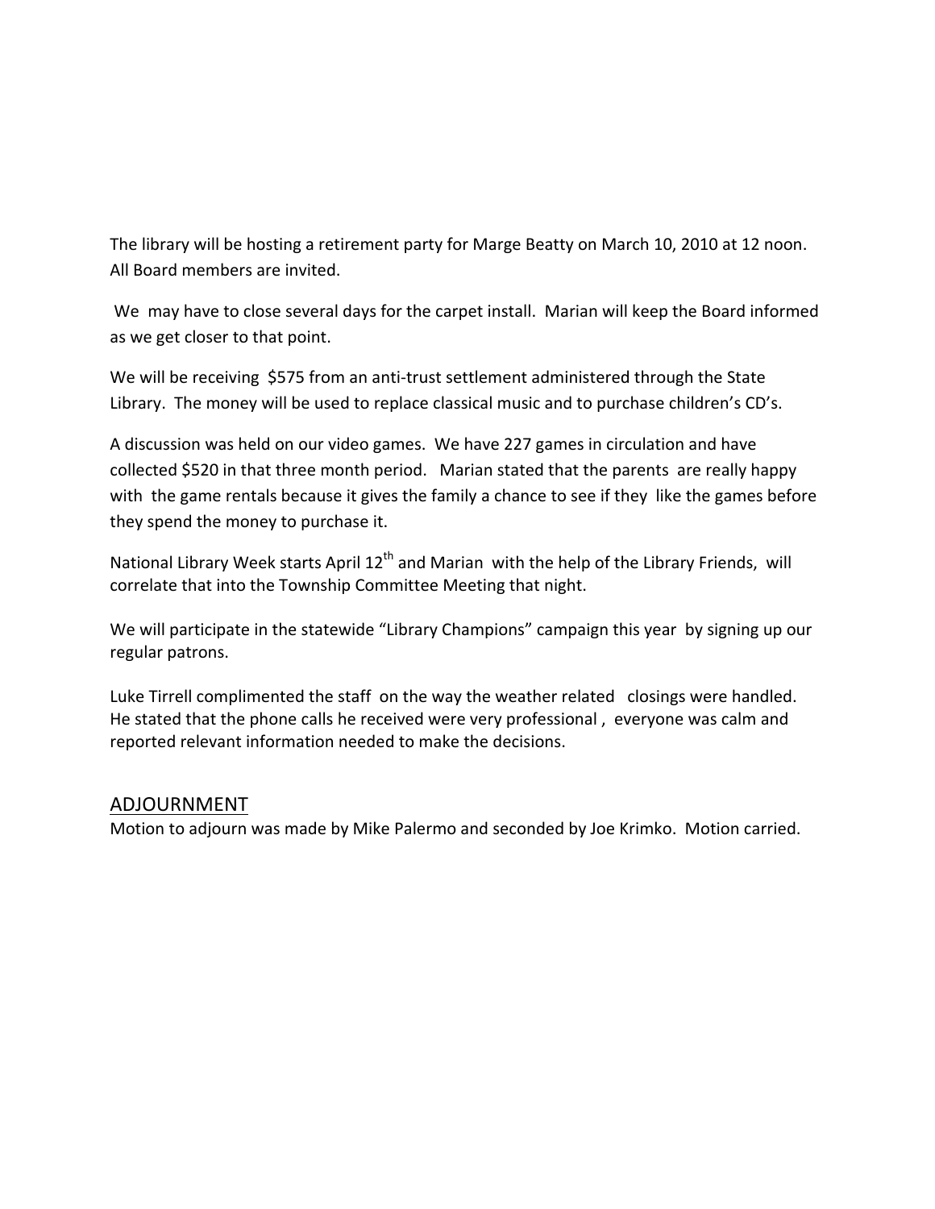The library will be hosting a retirement party for Marge Beatty on March 10, 2010 at 12 noon. All Board members are invited.

We may have to close several days for the carpet install. Marian will keep the Board informed as we get closer to that point.

We will be receiving $575 from an anti-trust settlement administered through the State Library. The money will be used to replace classical music and to purchase children's CD's.

A discussion was held on our video games. We have 227 games in circulation and have collected $520 in that three month period. Marian stated that the parents are really happy with the game rentals because it gives the family a chance to see if they like the games before they spend the money to purchase it.

National Library Week starts April 12th and Marian with the help of the Library Friends, will correlate that into the Township Committee Meeting that night.

We will participate in the statewide "Library Champions" campaign this year by signing up our regular patrons.

Luke Tirrell complimented the staff on the way the weather related closings were handled. He stated that the phone calls he received were very professional , everyone was calm and reported relevant information needed to make the decisions.

## ADJOURNMENT

Motion to adjourn was made by Mike Palermo and seconded by Joe Krimko. Motion carried.